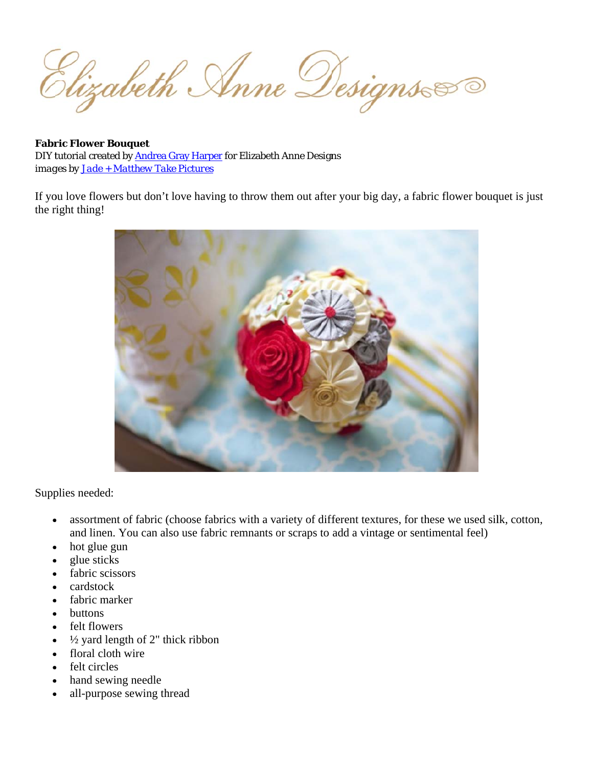Elizabeth Anne Designs

**Fabric Flower Bouquet**
DIY tutorial created by Andrea Gray Harper for Elizabeth Anne Designs
*images by Jade + Matthew Take Pictures*

If you love flowers but don't love having to throw them out after your big day, a fabric flower bouquet is just the right thing!

Supplies needed:

- assortment of fabric (choose fabrics with a variety of different textures, for these we used silk, cotton, and linen. You can also use fabric remnants or scraps to add a vintage or sentimental feel)
- hot glue gun
- glue sticks
- fabric scissors
- cardstock
- fabric marker
- buttons
- felt flowers
- ½ yard length of 2" thick ribbon
- floral cloth wire
- felt circles
- hand sewing needle
- all-purpose sewing thread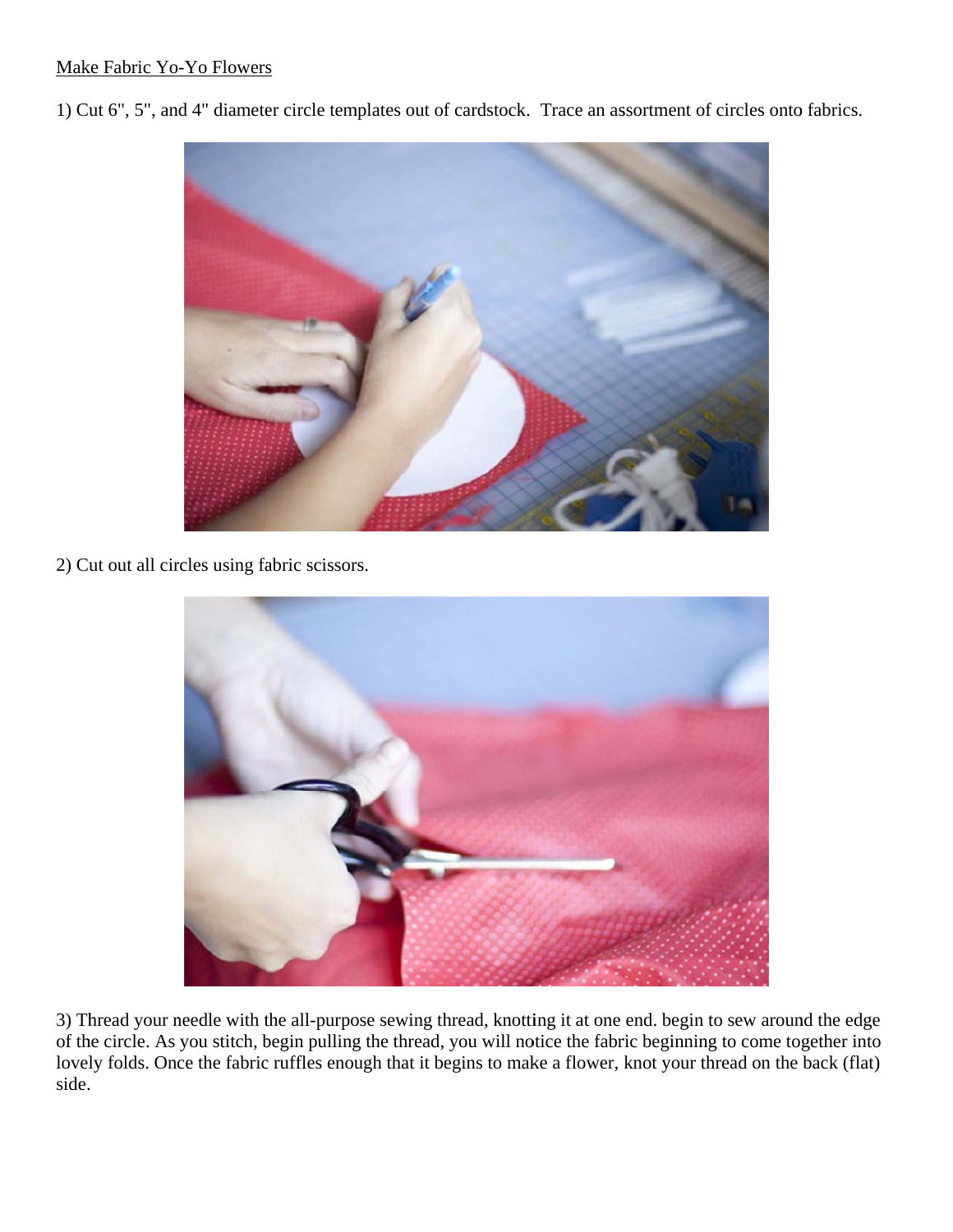Make Fabric Yo-Yo Flowers

1) Cut 6", 5", and 4" diameter circle templates out of cardstock. Trace an assortment of circles onto fabrics.

2) Cut out all circles using fabric scissors.

3) Thread your needle with the all-purpose sewing thread, knotting it at one end. begin to sew around the edge of the circle. As you stitch, begin pulling the thread, you will notice the fabric beginning to come together into lovely folds. Once the fabric ruffles enough that it begins to make a flower, knot your thread on the back (flat) side.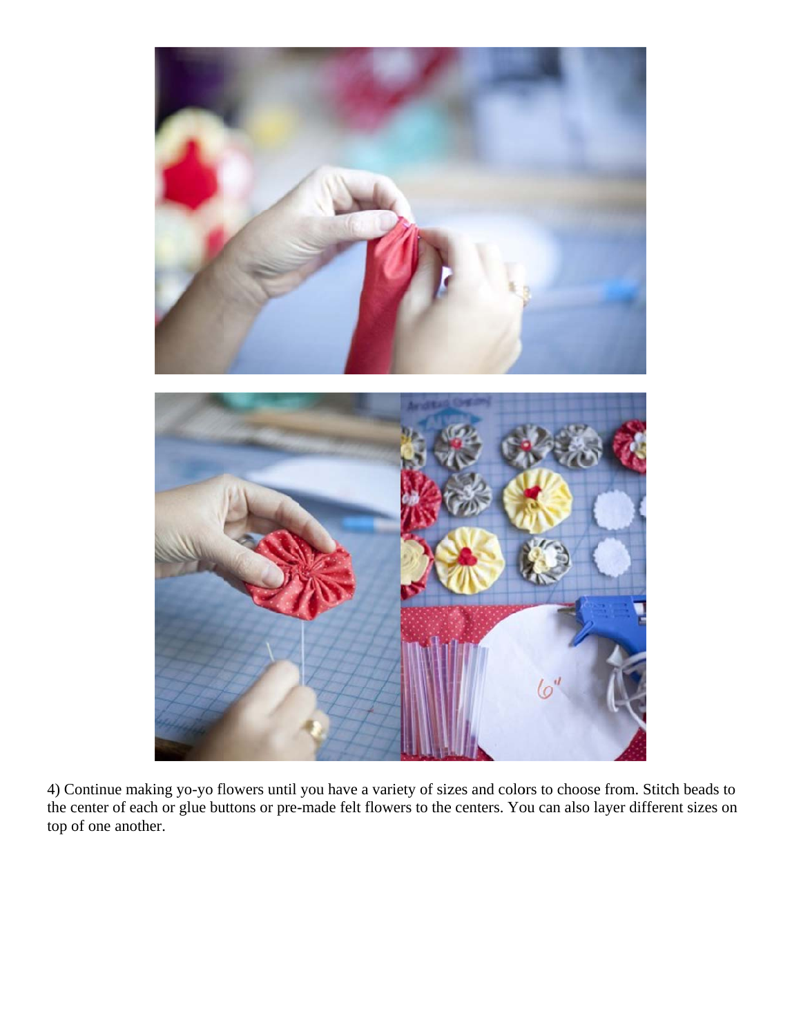4) Continue making yo-yo flowers until you have a variety of sizes and colors to choose from. Stitch beads to the center of each or glue buttons or pre-made felt flowers to the centers. You can also layer different sizes on top of one another.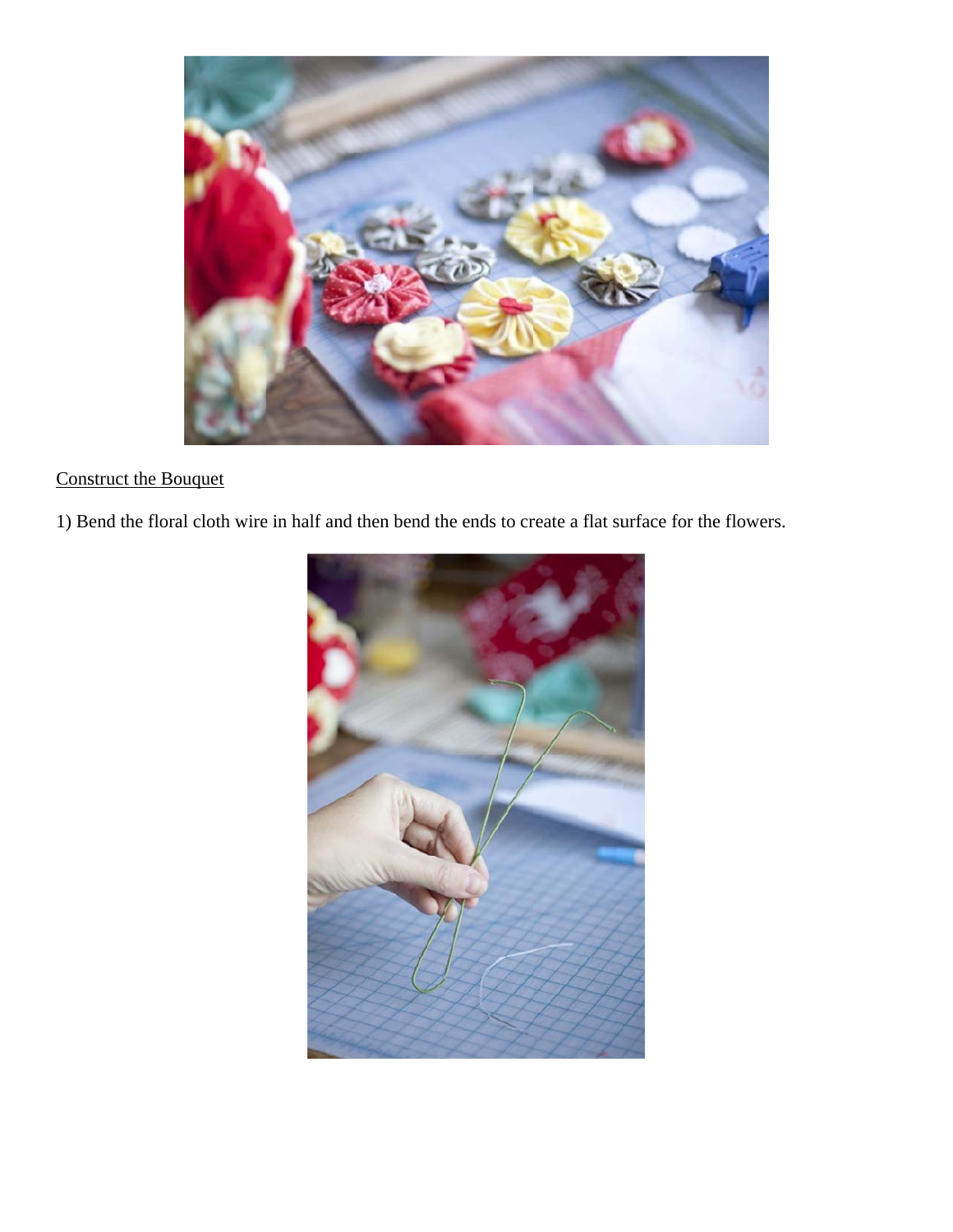Construct the Bouquet

1) Bend the floral cloth wire in half and then bend the ends to create a flat surface for the flowers.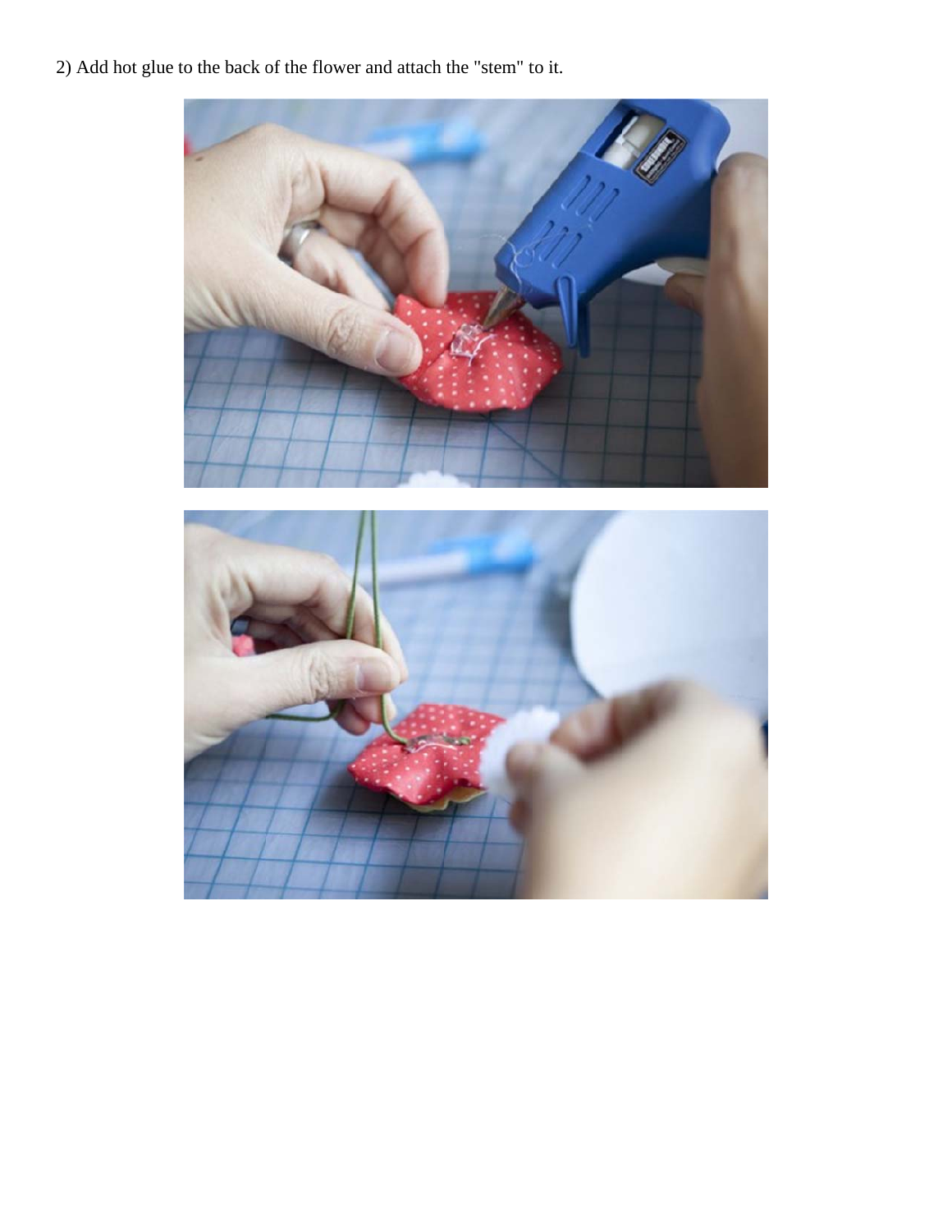2) Add hot glue to the back of the flower and attach the "stem" to it.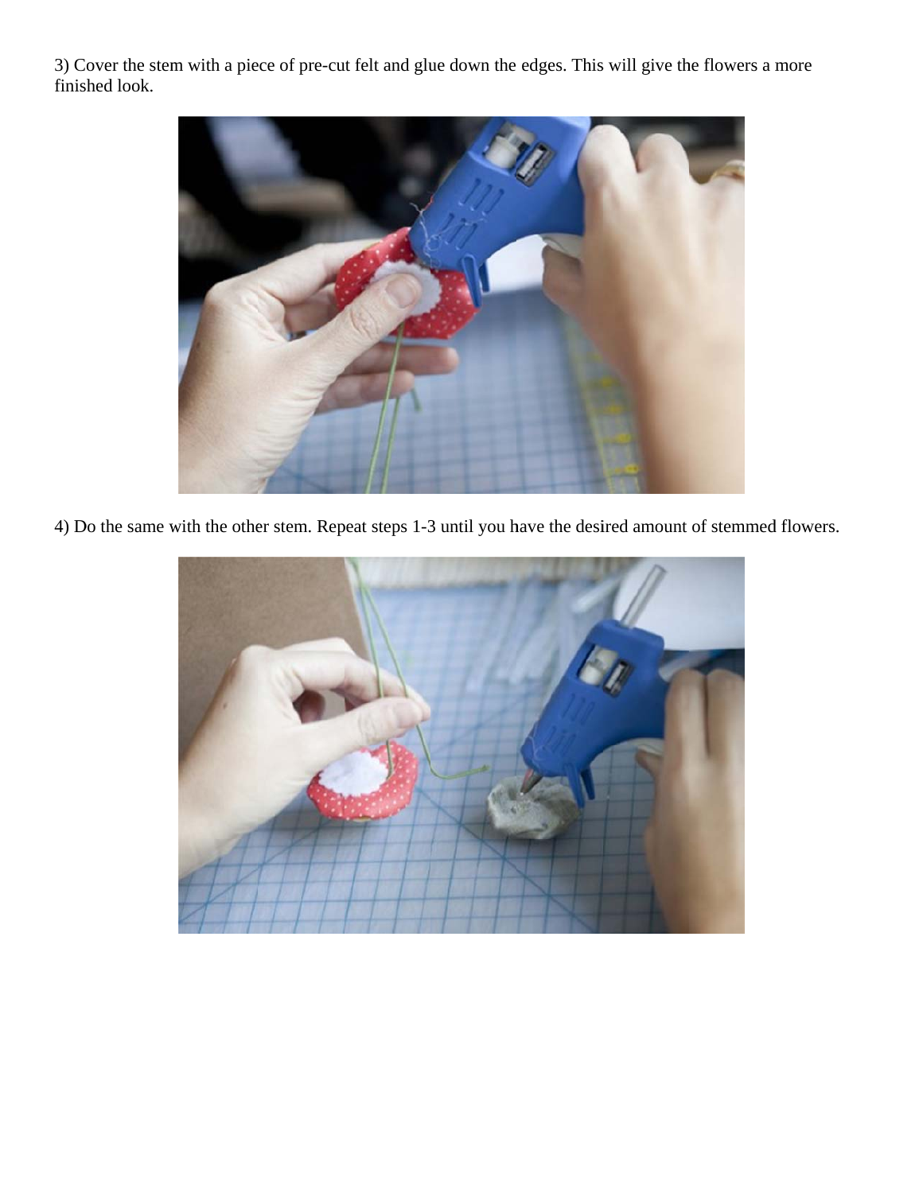3) Cover the stem with a piece of pre-cut felt and glue down the edges. This will give the flowers a more finished look.

4) Do the same with the other stem. Repeat steps 1-3 until you have the desired amount of stemmed flowers.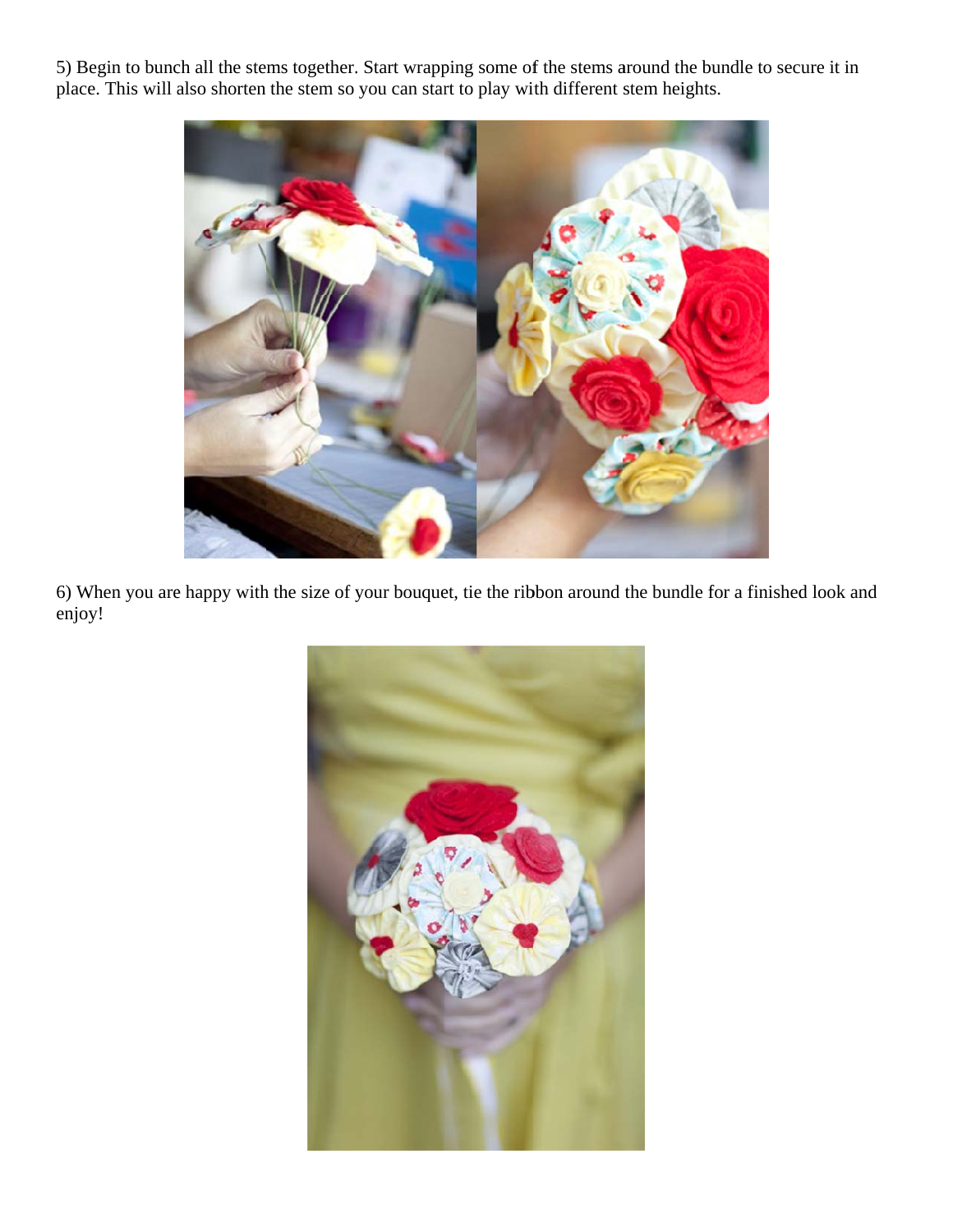5) Begin to bunch all the stems together. Start wrapping some of the stems around the bundle to secure it in place. This will also shorten the stem so you can start to play with different stem heights.

6) When you are happy with the size of your bouquet, tie the ribbon around the bundle for a finished look and enjoy!